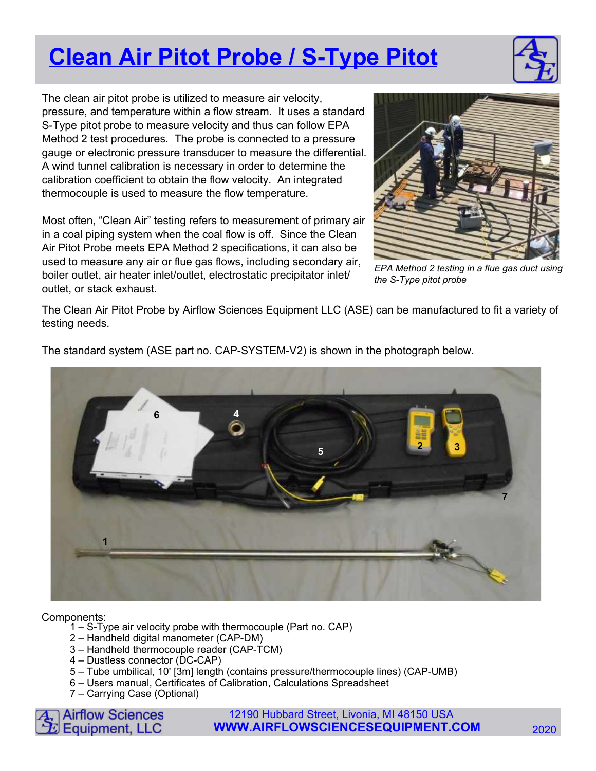# Clean Air Pitot Probe / S-Type Pitot

The clean air pitot probe is utilized to measure air velocity, pressure, and temperature within a flow stream. It uses a standard S-Type pitot probe to measure velocity and thus can follow EPA Method 2 test procedures. The probe is connected to a pressure gauge or electronic pressure transducer to measure the differential. A wind tunnel calibration is necessary in order to determine the calibration coefficient to obtain the flow velocity. An integrated thermocouple is used to measure the flow temperature.

Most often, "Clean Air" testing refers to measurement of primary air in a coal piping system when the coal flow is off. Since the Clean Air Pitot Probe meets EPA Method 2 specifications, it can also be used to measure any air or flue gas flows, including secondary air, boiler outlet, air heater inlet/outlet, electrostatic precipitator inlet/outlet, or stack exhaust.

*EPA Method 2 testing in a flue gas duct using the S-Type pitot probe*

The Clean Air Pitot Probe by Airflow Sciences Equipment LLC (ASE) can be manufactured to fit a variety of testing needs.

The standard system (ASE part no. CAP-SYSTEM-V2) is shown in the photograph below.

Components:

1 – S-Type air velocity probe with thermocouple (Part no. CAP)
2 – Handheld digital manometer (CAP-DM)
3 – Handheld thermocouple reader (CAP-TCM)
4 – Dustless connector (DC-CAP)
5 – Tube umbilical, 10' [3m] length (contains pressure/thermocouple lines) (CAP-UMB)
6 – Users manual, Certificates of Calibration, Calculations Spreadsheet
7 – Carrying Case (Optional)

Airflow Sciences Equipment, LLC
12190 Hubbard Street, Livonia, MI 48150 USA
**WWW.AIRFLOWSCIENCESEQUIPMENT.COM**
2020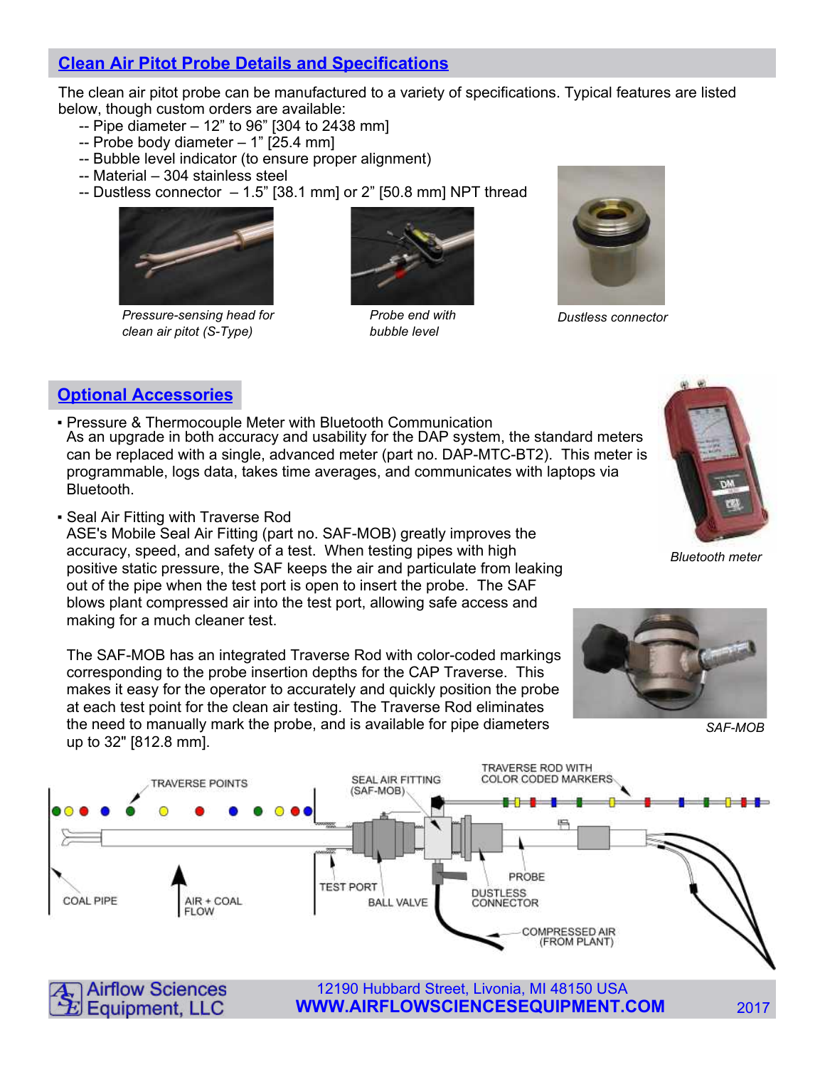## Clean Air Pitot Probe Details and Specifications

The clean air pitot probe can be manufactured to a variety of specifications. Typical features are listed below, though custom orders are available:

- -- Pipe diameter – 12" to 96" [304 to 2438 mm]
- -- Probe body diameter – 1" [25.4 mm]
- -- Bubble level indicator (to ensure proper alignment)
- -- Material – 304 stainless steel
- -- Dustless connector – 1.5" [38.1 mm] or 2" [50.8 mm] NPT thread

*Pressure-sensing head for clean air pitot (S-Type)*

*Probe end with bubble level*

*Dustless connector*

## Optional Accessories

- Pressure & Thermocouple Meter with Bluetooth Communication
  As an upgrade in both accuracy and usability for the DAP system, the standard meters can be replaced with a single, advanced meter (part no. DAP-MTC-BT2). This meter is programmable, logs data, takes time averages, and communicates with laptops via Bluetooth.

*Bluetooth meter*

- Seal Air Fitting with Traverse Rod
  ASE's Mobile Seal Air Fitting (part no. SAF-MOB) greatly improves the accuracy, speed, and safety of a test. When testing pipes with high positive static pressure, the SAF keeps the air and particulate from leaking out of the pipe when the test port is open to insert the probe. The SAF blows plant compressed air into the test port, allowing safe access and making for a much cleaner test.

  The SAF-MOB has an integrated Traverse Rod with color-coded markings corresponding to the probe insertion depths for the CAP Traverse. This makes it easy for the operator to accurately and quickly position the probe at each test point for the clean air testing. The Traverse Rod eliminates the need to manually mark the probe, and is available for pipe diameters up to 32" [812.8 mm].

*SAF-MOB*

TRAVERSE POINTS
SEAL AIR FITTING (SAF-MOB)
TRAVERSE ROD WITH COLOR CODED MARKERS
COAL PIPE
AIR + COAL FLOW
TEST PORT
BALL VALVE
PROBE
DUSTLESS CONNECTOR
COMPRESSED AIR (FROM PLANT)

Airflow Sciences Equipment, LLC
12190 Hubbard Street, Livonia, MI 48150 USA
WWW.AIRFLOWSCIENCESEQUIPMENT.COM
2017